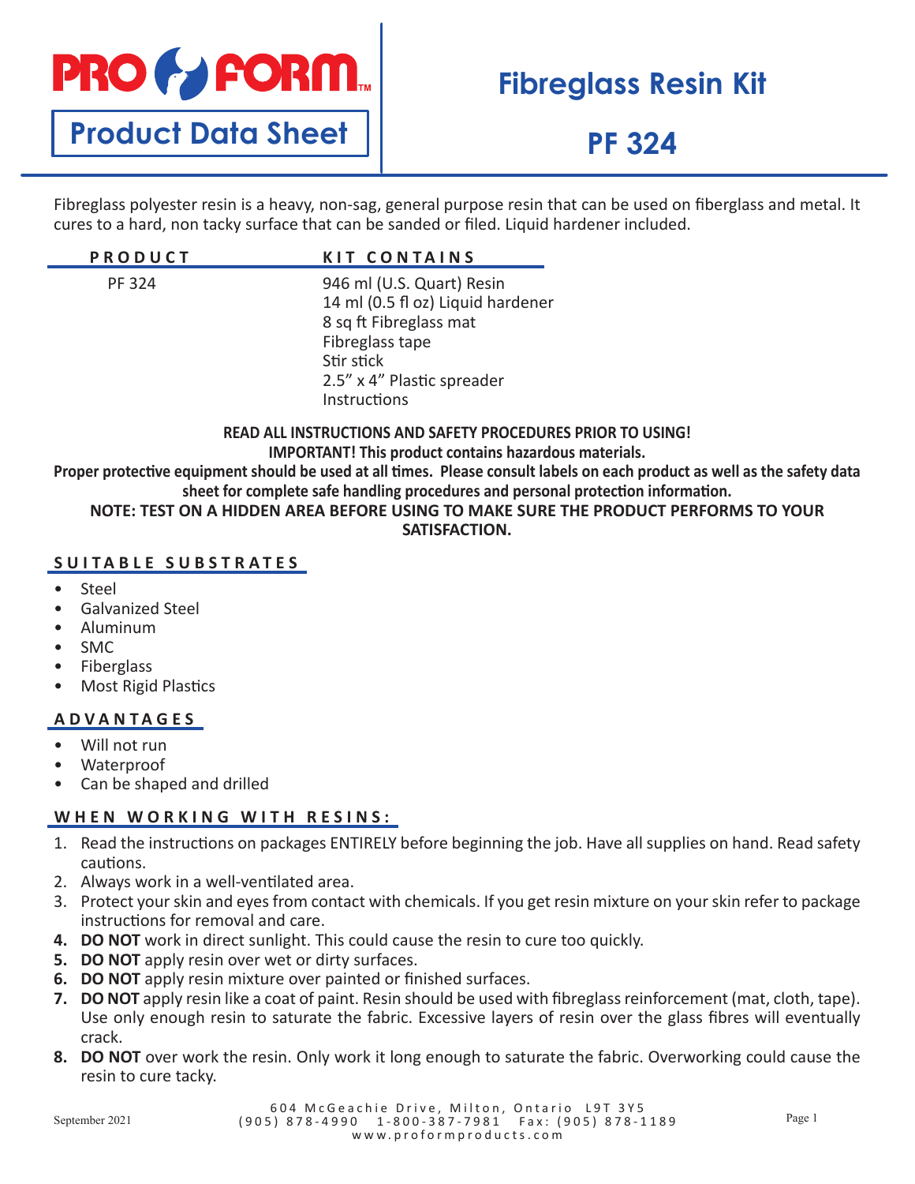# PRO FORM

## Product Data Sheet

# Fibreglass Resin Kit

# PF 324

Fibreglass polyester resin is a heavy, non-sag, general purpose resin that can be used on fiberglass and metal. It cures to a hard, non tacky surface that can be sanded or filed. Liquid hardener included.

| PRODUCT | KIT CONTAINS |
|---|---|
| PF 324 | 946 ml (U.S. Quart) Resin<br>14 ml (0.5 fl oz) Liquid hardener<br>8 sq ft Fibreglass mat<br>Fibreglass tape<br>Stir stick<br>2.5” x 4” Plastic spreader<br>Instructions |

**READ ALL INSTRUCTIONS AND SAFETY PROCEDURES PRIOR TO USING!**
**IMPORTANT! This product contains hazardous materials.**
**Proper protective equipment should be used at all times. Please consult labels on each product as well as the safety data sheet for complete safe handling procedures and personal protection information.**
**NOTE: TEST ON A HIDDEN AREA BEFORE USING TO MAKE SURE THE PRODUCT PERFORMS TO YOUR SATISFACTION.**

## SUITABLE SUBSTRATES

- Steel
- Galvanized Steel
- Aluminum
- SMC
- Fiberglass
- Most Rigid Plastics

## ADVANTAGES

- Will not run
- Waterproof
- Can be shaped and drilled

## WHEN WORKING WITH RESINS:

1. Read the instructions on packages ENTIRELY before beginning the job. Have all supplies on hand. Read safety cautions.
2. Always work in a well-ventilated area.
3. Protect your skin and eyes from contact with chemicals. If you get resin mixture on your skin refer to package instructions for removal and care.
4. **DO NOT** work in direct sunlight. This could cause the resin to cure too quickly.
5. **DO NOT** apply resin over wet or dirty surfaces.
6. **DO NOT** apply resin mixture over painted or finished surfaces.
7. **DO NOT** apply resin like a coat of paint. Resin should be used with fibreglass reinforcement (mat, cloth, tape). Use only enough resin to saturate the fabric. Excessive layers of resin over the glass fibres will eventually crack.
8. **DO NOT** over work the resin. Only work it long enough to saturate the fabric. Overworking could cause the resin to cure tacky.

September 2021

604 McGeachie Drive, Milton, Ontario L9T 3Y5
(905) 878-4990 1-800-387-7981 Fax: (905) 878-1189
www.proformproducts.com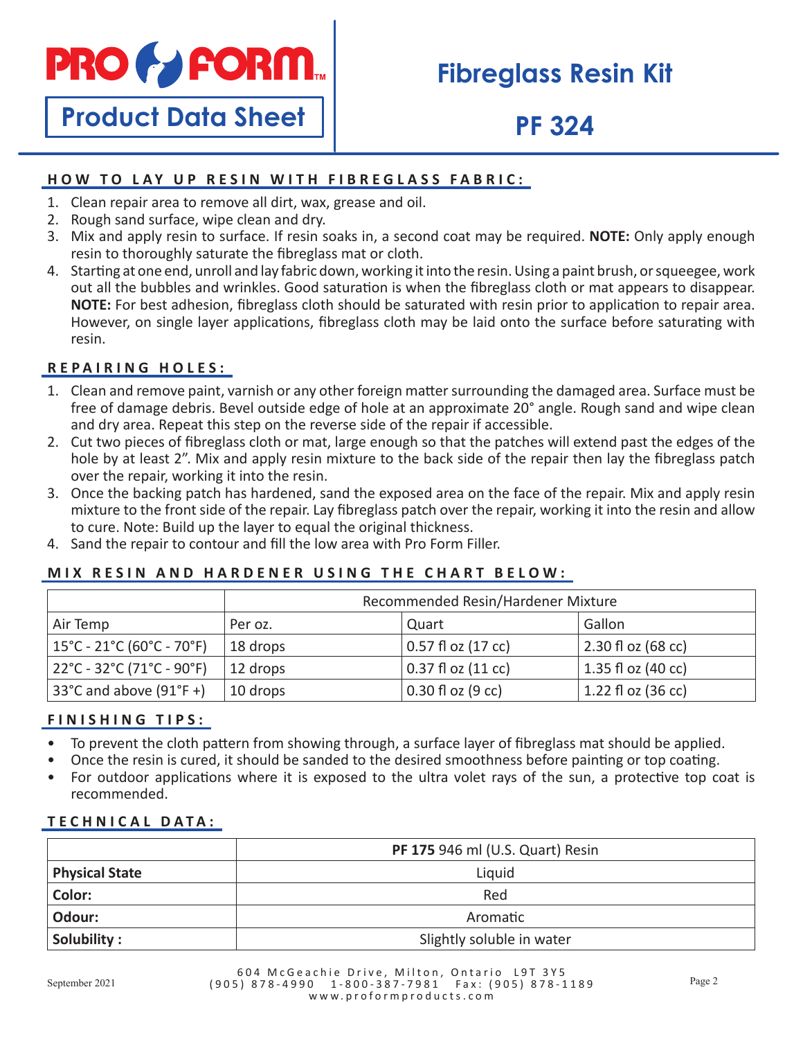# PRO FORM

## Product Data Sheet

# Fibreglass Resin Kit

# PF 324

### HOW TO LAY UP RESIN WITH FIBREGLASS FABRIC:

1. Clean repair area to remove all dirt, wax, grease and oil.
2. Rough sand surface, wipe clean and dry.
3. Mix and apply resin to surface. If resin soaks in, a second coat may be required. **NOTE:** Only apply enough resin to thoroughly saturate the fibreglass mat or cloth.
4. Starting at one end, unroll and lay fabric down, working it into the resin. Using a paint brush, or squeegee, work out all the bubbles and wrinkles. Good saturation is when the fibreglass cloth or mat appears to disappear. **NOTE:** For best adhesion, fibreglass cloth should be saturated with resin prior to application to repair area. However, on single layer applications, fibreglass cloth may be laid onto the surface before saturating with resin.

### REPAIRING HOLES:

1. Clean and remove paint, varnish or any other foreign matter surrounding the damaged area. Surface must be free of damage debris. Bevel outside edge of hole at an approximate 20° angle. Rough sand and wipe clean and dry area. Repeat this step on the reverse side of the repair if accessible.
2. Cut two pieces of fibreglass cloth or mat, large enough so that the patches will extend past the edges of the hole by at least 2". Mix and apply resin mixture to the back side of the repair then lay the fibreglass patch over the repair, working it into the resin.
3. Once the backing patch has hardened, sand the exposed area on the face of the repair. Mix and apply resin mixture to the front side of the repair. Lay fibreglass patch over the repair, working it into the resin and allow to cure. Note: Build up the layer to equal the original thickness.
4. Sand the repair to contour and fill the low area with Pro Form Filler.

### MIX RESIN AND HARDENER USING THE CHART BELOW:

| | Recommended Resin/Hardener Mixture | | |
|---|---|---|---|
| Air Temp | Per oz. | Quart | Gallon |
| 15°C - 21°C (60°C - 70°F) | 18 drops | 0.57 fl oz (17 cc) | 2.30 fl oz (68 cc) |
| 22°C - 32°C (71°C - 90°F) | 12 drops | 0.37 fl oz (11 cc) | 1.35 fl oz (40 cc) |
| 33°C and above (91°F +) | 10 drops | 0.30 fl oz (9 cc) | 1.22 fl oz (36 cc) |

### FINISHING TIPS:

- To prevent the cloth pattern from showing through, a surface layer of fibreglass mat should be applied.
- Once the resin is cured, it should be sanded to the desired smoothness before painting or top coating.
- For outdoor applications where it is exposed to the ultra volet rays of the sun, a protective top coat is recommended.

### TECHNICAL DATA:

| | **PF 175** 946 ml (U.S. Quart) Resin |
|---|---|
| **Physical State** | Liquid |
| **Color:** | Red |
| **Odour:** | Aromatic |
| **Solubility :** | Slightly soluble in water |

September 2021

604 McGeachie Drive, Milton, Ontario L9T 3Y5
(905) 878-4990 1-800-387-7981 Fax: (905) 878-1189
www.proformproducts.com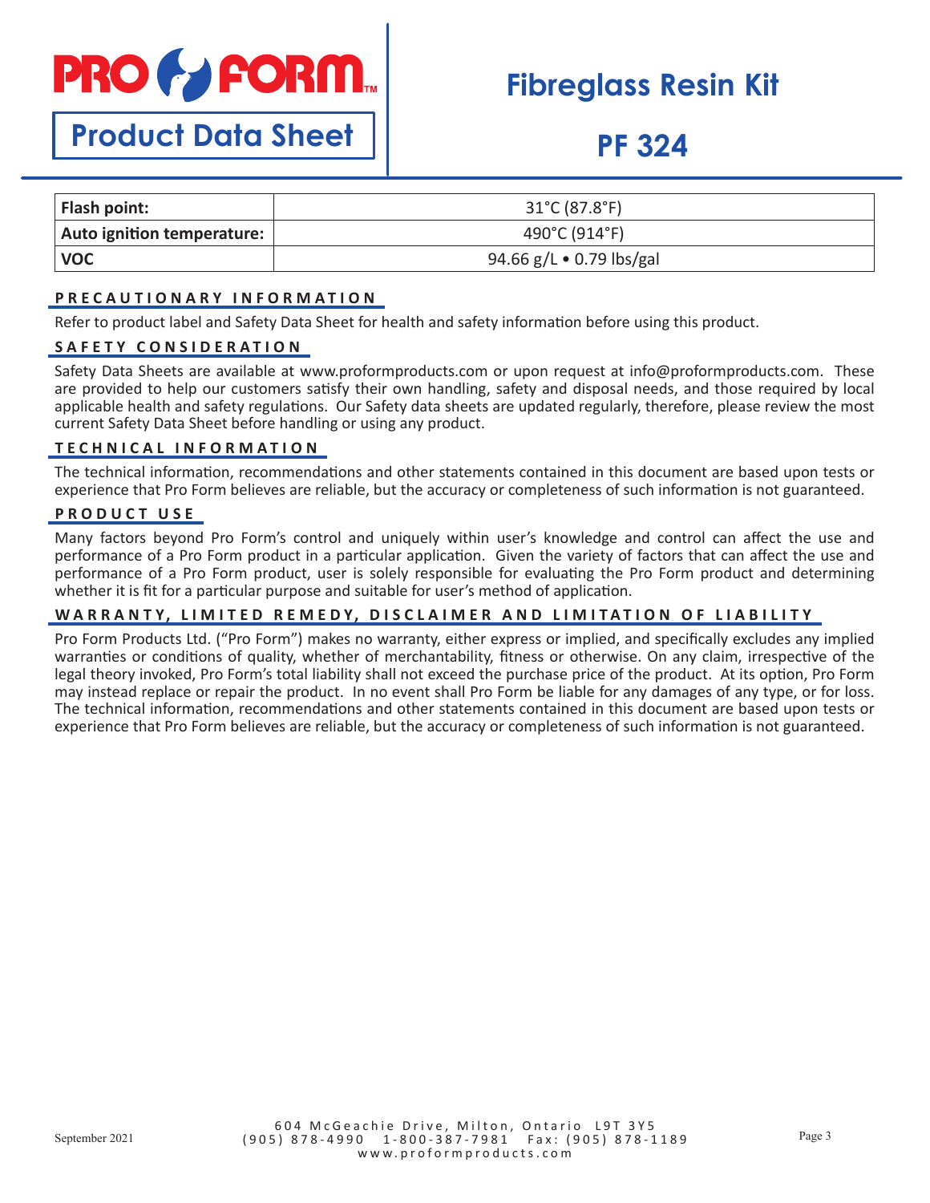# Product Data Sheet

# Fibreglass Resin Kit

## PF 324

| | |
|---|---|
| **Flash point:** | 31°C (87.8°F) |
| **Auto ignition temperature:** | 490°C (914°F) |
| **VOC** | 94.66 g/L • 0.79 lbs/gal |

### PRECAUTIONARY INFORMATION

Refer to product label and Safety Data Sheet for health and safety information before using this product.

### SAFETY CONSIDERATION

Safety Data Sheets are available at www.proformproducts.com or upon request at info@proformproducts.com. These are provided to help our customers satisfy their own handling, safety and disposal needs, and those required by local applicable health and safety regulations. Our Safety data sheets are updated regularly, therefore, please review the most current Safety Data Sheet before handling or using any product.

### TECHNICAL INFORMATION

The technical information, recommendations and other statements contained in this document are based upon tests or experience that Pro Form believes are reliable, but the accuracy or completeness of such information is not guaranteed.

### PRODUCT USE

Many factors beyond Pro Form's control and uniquely within user's knowledge and control can affect the use and performance of a Pro Form product in a particular application. Given the variety of factors that can affect the use and performance of a Pro Form product, user is solely responsible for evaluating the Pro Form product and determining whether it is fit for a particular purpose and suitable for user's method of application.

### WARRANTY, LIMITED REMEDY, DISCLAIMER AND LIMITATION OF LIABILITY

Pro Form Products Ltd. ("Pro Form") makes no warranty, either express or implied, and specifically excludes any implied warranties or conditions of quality, whether of merchantability, fitness or otherwise. On any claim, irrespective of the legal theory invoked, Pro Form's total liability shall not exceed the purchase price of the product. At its option, Pro Form may instead replace or repair the product. In no event shall Pro Form be liable for any damages of any type, or for loss. The technical information, recommendations and other statements contained in this document are based upon tests or experience that Pro Form believes are reliable, but the accuracy or completeness of such information is not guaranteed.

September 2021

604 McGeachie Drive, Milton, Ontario L9T 3Y5
(905) 878-4990 1-800-387-7981 Fax: (905) 878-1189
www.proformproducts.com